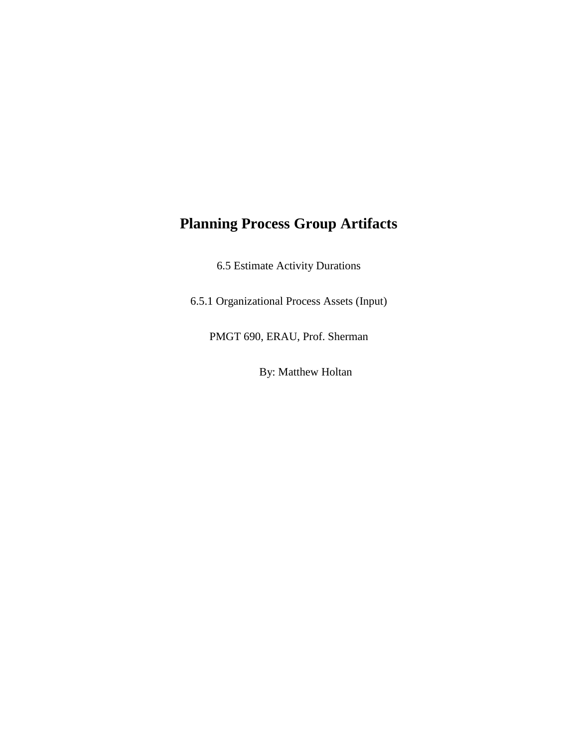# Planning Process Group Artifacts

6.5 Estimate Activity Durations

6.5.1 Organizational Process Assets (Input)

PMGT 690, ERAU, Prof. Sherman

By: Matthew Holtan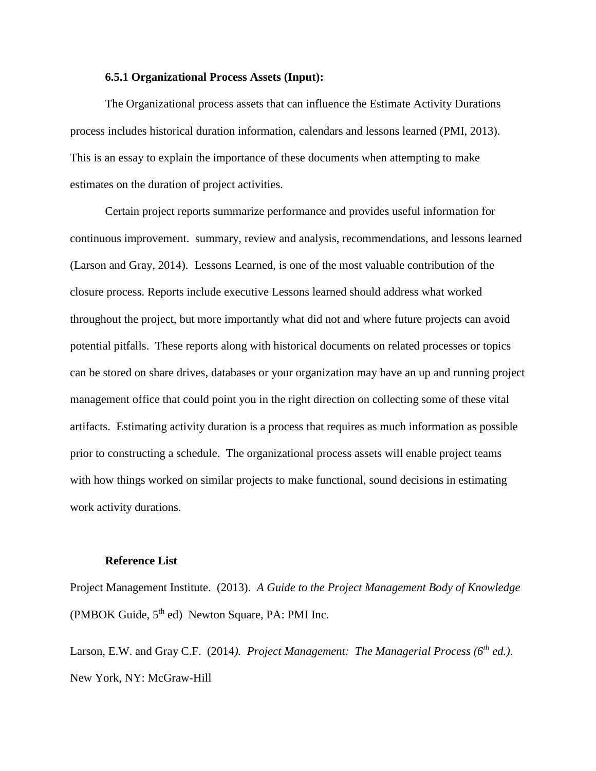**6.5.1 Organizational Process Assets (Input):**

The Organizational process assets that can influence the Estimate Activity Durations process includes historical duration information, calendars and lessons learned (PMI, 2013). This is an essay to explain the importance of these documents when attempting to make estimates on the duration of project activities.

Certain project reports summarize performance and provides useful information for continuous improvement. summary, review and analysis, recommendations, and lessons learned (Larson and Gray, 2014). Lessons Learned, is one of the most valuable contribution of the closure process. Reports include executive Lessons learned should address what worked throughout the project, but more importantly what did not and where future projects can avoid potential pitfalls. These reports along with historical documents on related processes or topics can be stored on share drives, databases or your organization may have an up and running project management office that could point you in the right direction on collecting some of these vital artifacts. Estimating activity duration is a process that requires as much information as possible prior to constructing a schedule. The organizational process assets will enable project teams with how things worked on similar projects to make functional, sound decisions in estimating work activity durations.

**Reference List**

Project Management Institute. (2013). *A Guide to the Project Management Body of Knowledge* (PMBOK Guide, 5th ed) Newton Square, PA: PMI Inc.

Larson, E.W. and Gray C.F. (2014*). Project Management: The Managerial Process (6th ed.)*. New York, NY: McGraw-Hill